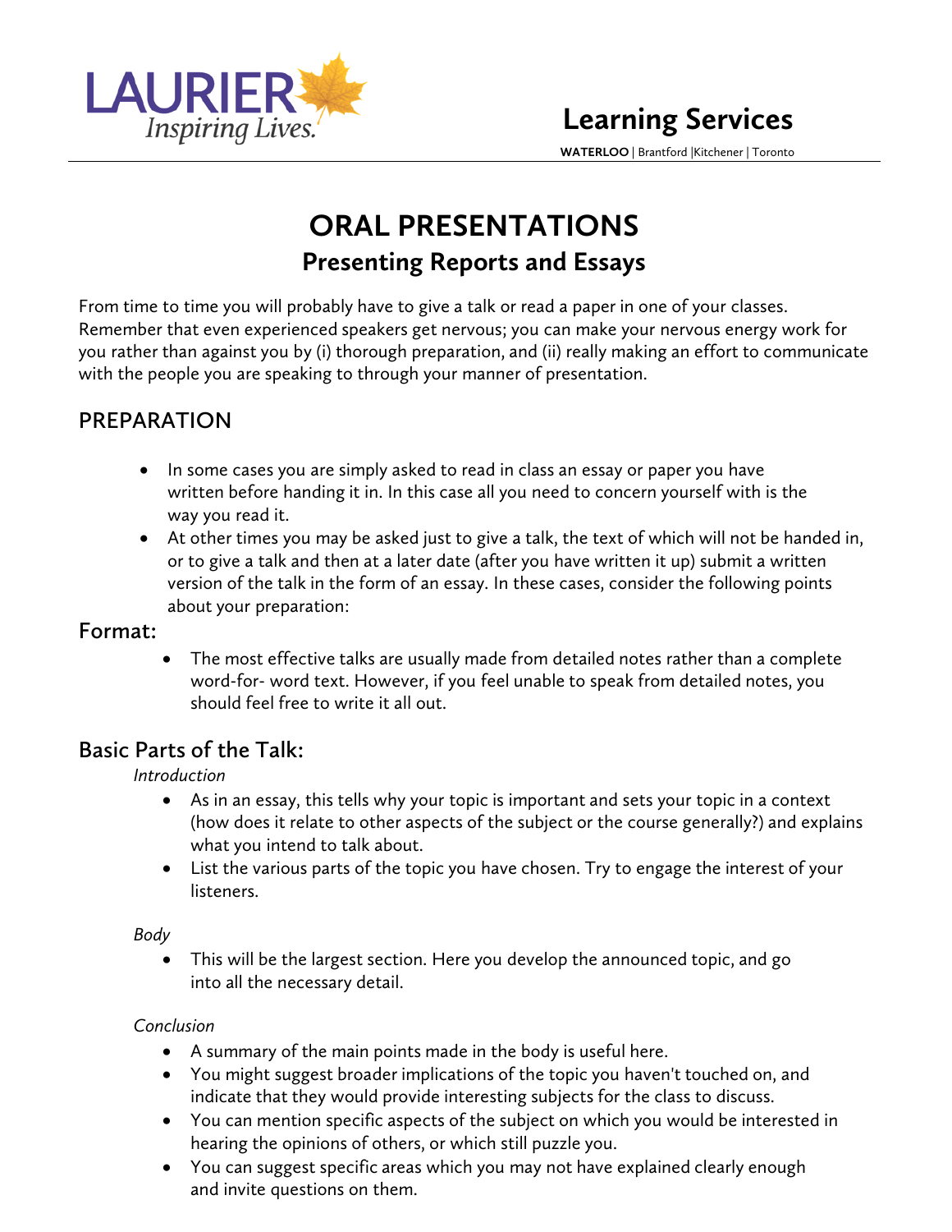# ORAL PRESENTATIONS

## Presenting Reports and Essays

From time to time you will probably have to give a talk or read a paper in one of your classes. Remember that even experienced speakers get nervous; you can make your nervous energy work for you rather than against you by (i) thorough preparation, and (ii) really making an effort to communicate with the people you are speaking to through your manner of presentation.

## PREPARATION

- In some cases you are simply asked to read in class an essay or paper you have written before handing it in. In this case all you need to concern yourself with is the way you read it.
- At other times you may be asked just to give a talk, the text of which will not be handed in, or to give a talk and then at a later date (after you have written it up) submit a written version of the talk in the form of an essay. In these cases, consider the following points about your preparation:

### Format:

- The most effective talks are usually made from detailed notes rather than a complete word-for- word text. However, if you feel unable to speak from detailed notes, you should feel free to write it all out.

### Basic Parts of the Talk:

*Introduction*

- As in an essay, this tells why your topic is important and sets your topic in a context (how does it relate to other aspects of the subject or the course generally?) and explains what you intend to talk about.
- List the various parts of the topic you have chosen. Try to engage the interest of your listeners.

*Body*

- This will be the largest section. Here you develop the announced topic, and go into all the necessary detail.

*Conclusion*

- A summary of the main points made in the body is useful here.
- You might suggest broader implications of the topic you haven't touched on, and indicate that they would provide interesting subjects for the class to discuss.
- You can mention specific aspects of the subject on which you would be interested in hearing the opinions of others, or which still puzzle you.
- You can suggest specific areas which you may not have explained clearly enough and invite questions on them.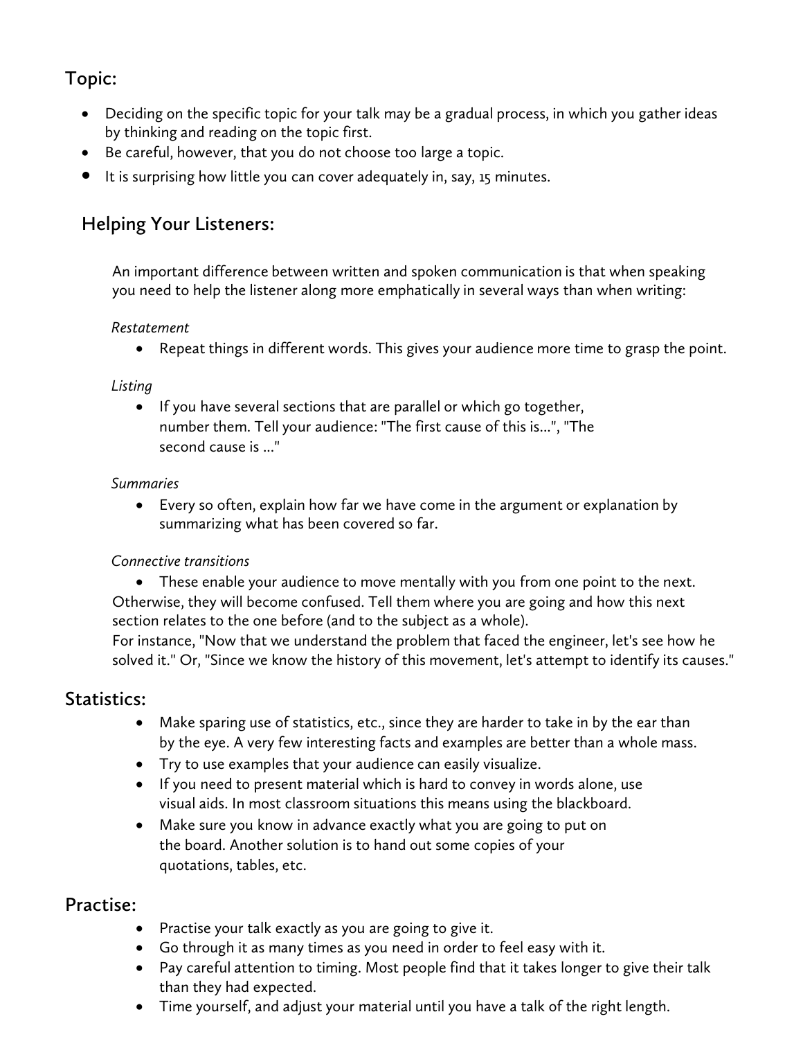## Topic:

- Deciding on the specific topic for your talk may be a gradual process, in which you gather ideas by thinking and reading on the topic first.
- Be careful, however, that you do not choose too large a topic.
- It is surprising how little you can cover adequately in, say, 15 minutes.

## Helping Your Listeners:

An important difference between written and spoken communication is that when speaking you need to help the listener along more emphatically in several ways than when writing:

*Restatement*

- Repeat things in different words. This gives your audience more time to grasp the point.

*Listing*

- If you have several sections that are parallel or which go together, number them. Tell your audience: "The first cause of this is...", "The second cause is ..."

*Summaries*

- Every so often, explain how far we have come in the argument or explanation by summarizing what has been covered so far.

*Connective transitions*

- These enable your audience to move mentally with you from one point to the next. Otherwise, they will become confused. Tell them where you are going and how this next section relates to the one before (and to the subject as a whole).

For instance, "Now that we understand the problem that faced the engineer, let's see how he solved it." Or, "Since we know the history of this movement, let's attempt to identify its causes."

## Statistics:

- Make sparing use of statistics, etc., since they are harder to take in by the ear than by the eye. A very few interesting facts and examples are better than a whole mass.
- Try to use examples that your audience can easily visualize.
- If you need to present material which is hard to convey in words alone, use visual aids. In most classroom situations this means using the blackboard.
- Make sure you know in advance exactly what you are going to put on the board. Another solution is to hand out some copies of your quotations, tables, etc.

## Practise:

- Practise your talk exactly as you are going to give it.
- Go through it as many times as you need in order to feel easy with it.
- Pay careful attention to timing. Most people find that it takes longer to give their talk than they had expected.
- Time yourself, and adjust your material until you have a talk of the right length.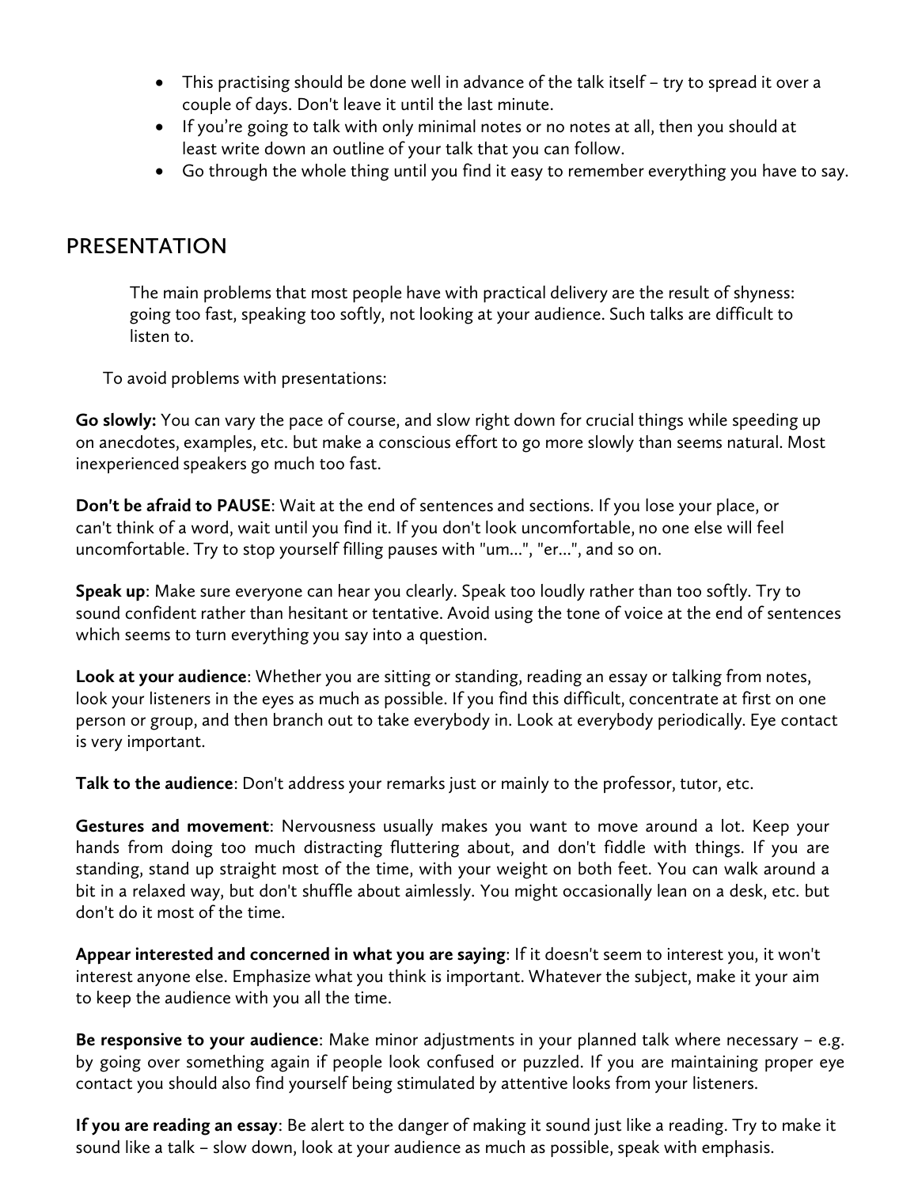- This practising should be done well in advance of the talk itself – try to spread it over a couple of days. Don't leave it until the last minute.
- If you're going to talk with only minimal notes or no notes at all, then you should at least write down an outline of your talk that you can follow.
- Go through the whole thing until you find it easy to remember everything you have to say.

## PRESENTATION

The main problems that most people have with practical delivery are the result of shyness: going too fast, speaking too softly, not looking at your audience. Such talks are difficult to listen to.

To avoid problems with presentations:

**Go slowly:** You can vary the pace of course, and slow right down for crucial things while speeding up on anecdotes, examples, etc. but make a conscious effort to go more slowly than seems natural. Most inexperienced speakers go much too fast.

**Don't be afraid to PAUSE**: Wait at the end of sentences and sections. If you lose your place, or can't think of a word, wait until you find it. If you don't look uncomfortable, no one else will feel uncomfortable. Try to stop yourself filling pauses with "um...", "er...", and so on.

**Speak up**: Make sure everyone can hear you clearly. Speak too loudly rather than too softly. Try to sound confident rather than hesitant or tentative. Avoid using the tone of voice at the end of sentences which seems to turn everything you say into a question.

**Look at your audience**: Whether you are sitting or standing, reading an essay or talking from notes, look your listeners in the eyes as much as possible. If you find this difficult, concentrate at first on one person or group, and then branch out to take everybody in. Look at everybody periodically. Eye contact is very important.

**Talk to the audience**: Don't address your remarks just or mainly to the professor, tutor, etc.

**Gestures and movement**: Nervousness usually makes you want to move around a lot. Keep your hands from doing too much distracting fluttering about, and don't fiddle with things. If you are standing, stand up straight most of the time, with your weight on both feet. You can walk around a bit in a relaxed way, but don't shuffle about aimlessly. You might occasionally lean on a desk, etc. but don't do it most of the time.

**Appear interested and concerned in what you are saying**: If it doesn't seem to interest you, it won't interest anyone else. Emphasize what you think is important. Whatever the subject, make it your aim to keep the audience with you all the time.

**Be responsive to your audience**: Make minor adjustments in your planned talk where necessary – e.g. by going over something again if people look confused or puzzled. If you are maintaining proper eye contact you should also find yourself being stimulated by attentive looks from your listeners.

**If you are reading an essay**: Be alert to the danger of making it sound just like a reading. Try to make it sound like a talk – slow down, look at your audience as much as possible, speak with emphasis.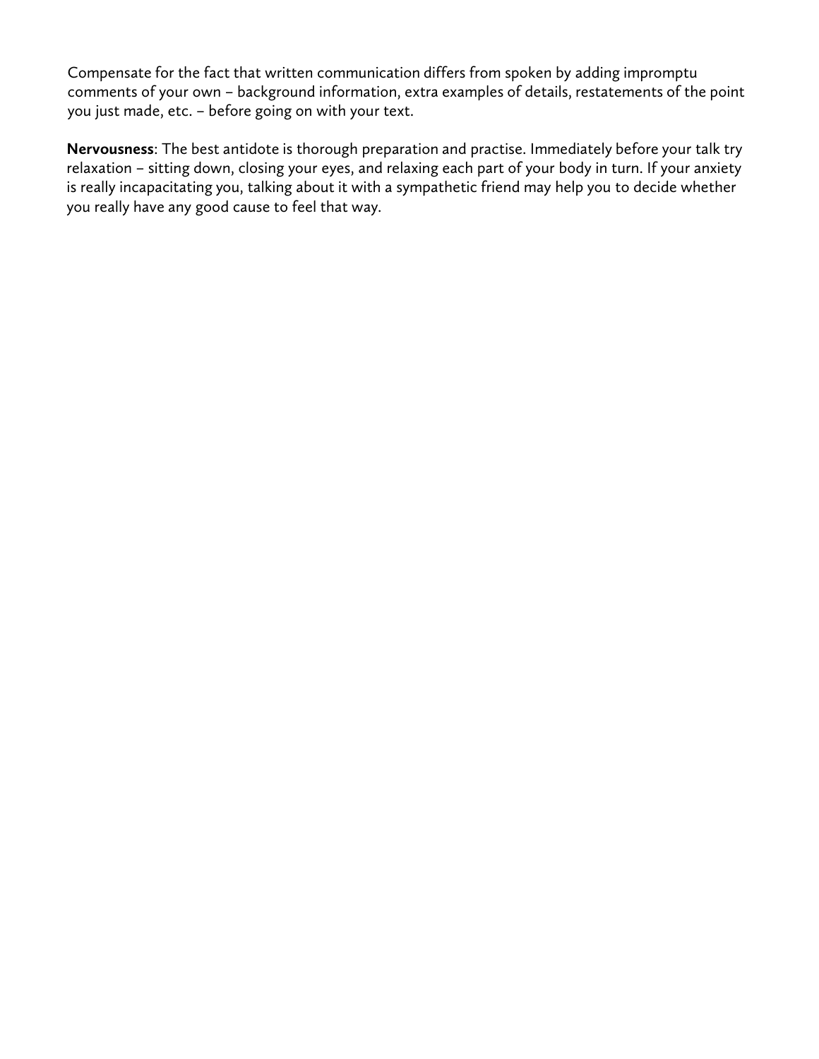Compensate for the fact that written communication differs from spoken by adding impromptu comments of your own – background information, extra examples of details, restatements of the point you just made, etc. – before going on with your text.

**Nervousness**: The best antidote is thorough preparation and practise. Immediately before your talk try relaxation – sitting down, closing your eyes, and relaxing each part of your body in turn. If your anxiety is really incapacitating you, talking about it with a sympathetic friend may help you to decide whether you really have any good cause to feel that way.